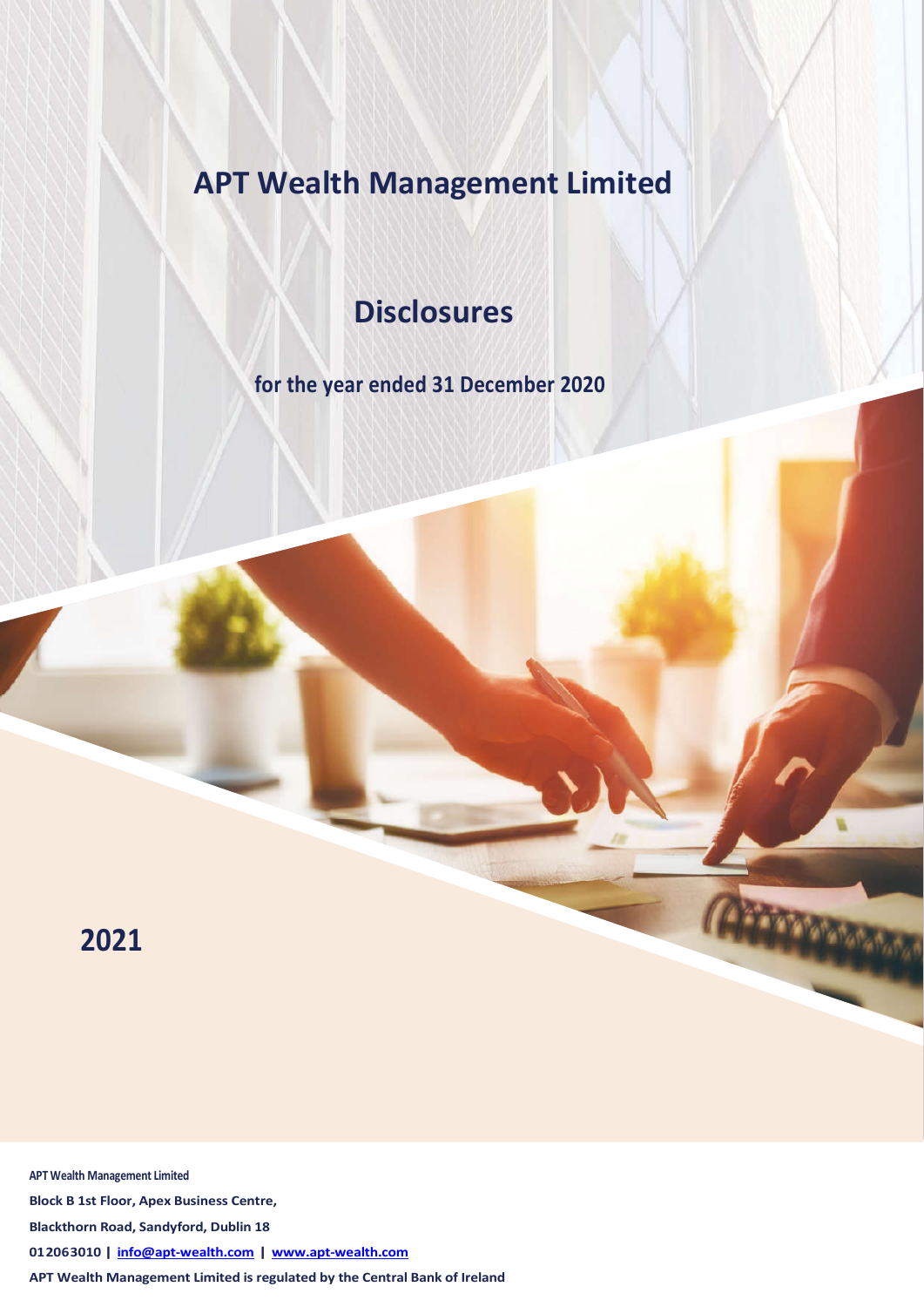# APT Wealth Management Limited

## Disclosures

**for the year ended 31 December 2020**

**2021**

**APT Wealth Management Limited**

**Block B 1st Floor, Apex Business Centre,**

**Blackthorn Road, Sandyford, Dublin 18**

**012063010 | info@apt-wealth.com | www.apt-wealth.com**

**APT Wealth Management Limited is regulated by the Central Bank of Ireland**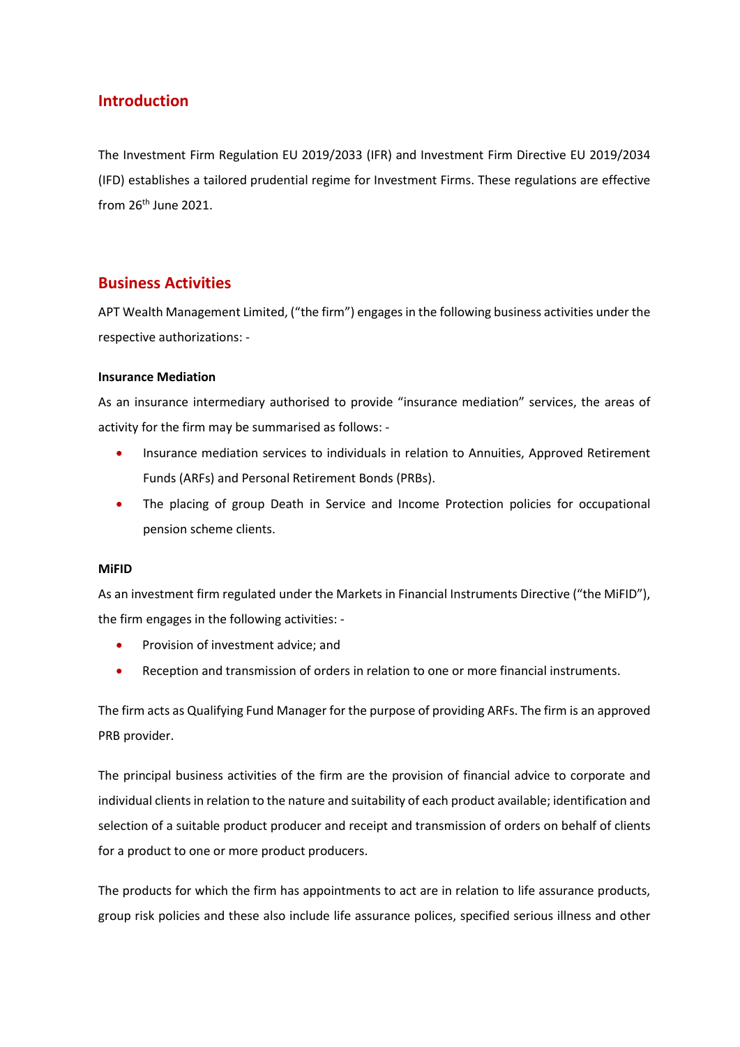## Introduction

The Investment Firm Regulation EU 2019/2033 (IFR) and Investment Firm Directive EU 2019/2034 (IFD) establishes a tailored prudential regime for Investment Firms. These regulations are effective from 26th June 2021.

## Business Activities

APT Wealth Management Limited, ("the firm") engages in the following business activities under the respective authorizations: -

**Insurance Mediation**

As an insurance intermediary authorised to provide "insurance mediation" services, the areas of activity for the firm may be summarised as follows: -

- Insurance mediation services to individuals in relation to Annuities, Approved Retirement Funds (ARFs) and Personal Retirement Bonds (PRBs).
- The placing of group Death in Service and Income Protection policies for occupational pension scheme clients.

**MiFID**

As an investment firm regulated under the Markets in Financial Instruments Directive ("the MiFID"), the firm engages in the following activities: -

- Provision of investment advice; and
- Reception and transmission of orders in relation to one or more financial instruments.

The firm acts as Qualifying Fund Manager for the purpose of providing ARFs. The firm is an approved PRB provider.

The principal business activities of the firm are the provision of financial advice to corporate and individual clients in relation to the nature and suitability of each product available; identification and selection of a suitable product producer and receipt and transmission of orders on behalf of clients for a product to one or more product producers.

The products for which the firm has appointments to act are in relation to life assurance products, group risk policies and these also include life assurance polices, specified serious illness and other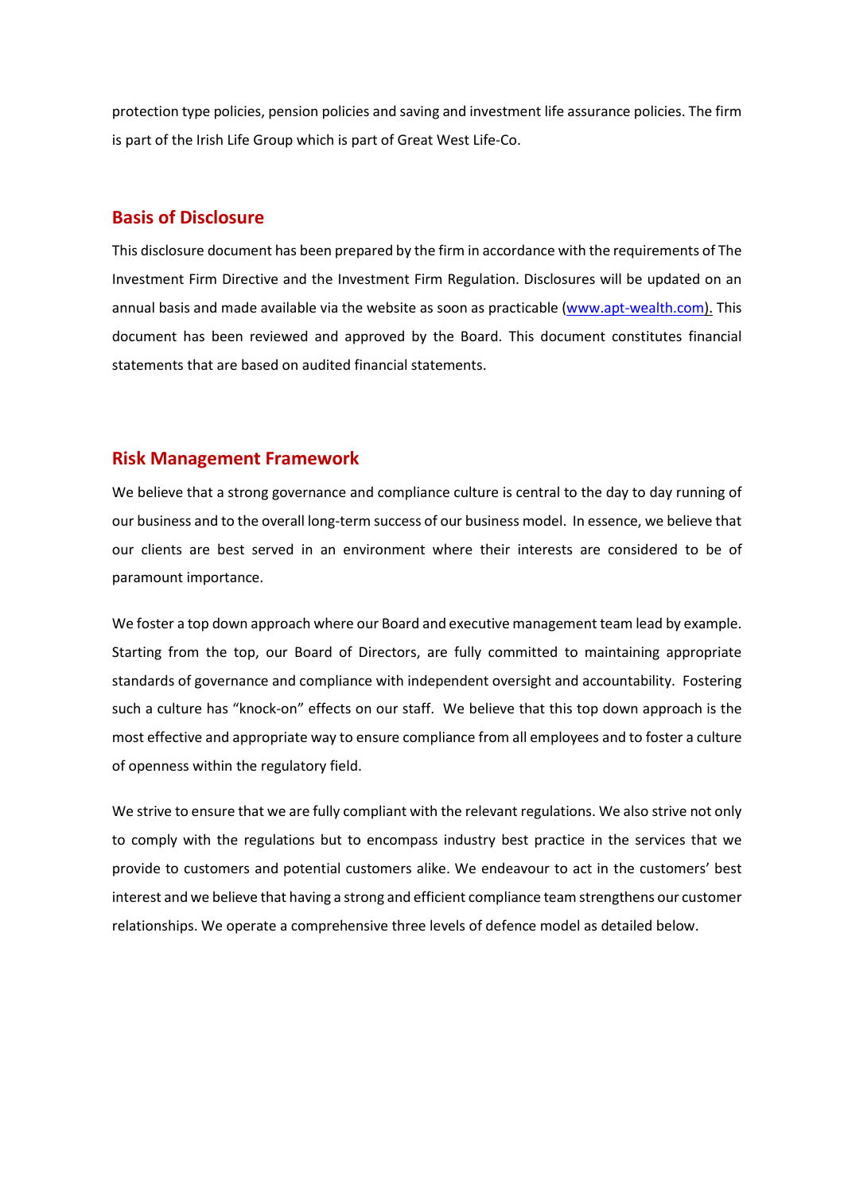protection type policies, pension policies and saving and investment life assurance policies. The firm is part of the Irish Life Group which is part of Great West Life-Co.

## Basis of Disclosure

This disclosure document has been prepared by the firm in accordance with the requirements of The Investment Firm Directive and the Investment Firm Regulation. Disclosures will be updated on an annual basis and made available via the website as soon as practicable (www.apt-wealth.com). This document has been reviewed and approved by the Board. This document constitutes financial statements that are based on audited financial statements.

## Risk Management Framework

We believe that a strong governance and compliance culture is central to the day to day running of our business and to the overall long-term success of our business model. In essence, we believe that our clients are best served in an environment where their interests are considered to be of paramount importance.

We foster a top down approach where our Board and executive management team lead by example. Starting from the top, our Board of Directors, are fully committed to maintaining appropriate standards of governance and compliance with independent oversight and accountability. Fostering such a culture has "knock-on" effects on our staff. We believe that this top down approach is the most effective and appropriate way to ensure compliance from all employees and to foster a culture of openness within the regulatory field.

We strive to ensure that we are fully compliant with the relevant regulations. We also strive not only to comply with the regulations but to encompass industry best practice in the services that we provide to customers and potential customers alike. We endeavour to act in the customers' best interest and we believe that having a strong and efficient compliance team strengthens our customer relationships. We operate a comprehensive three levels of defence model as detailed below.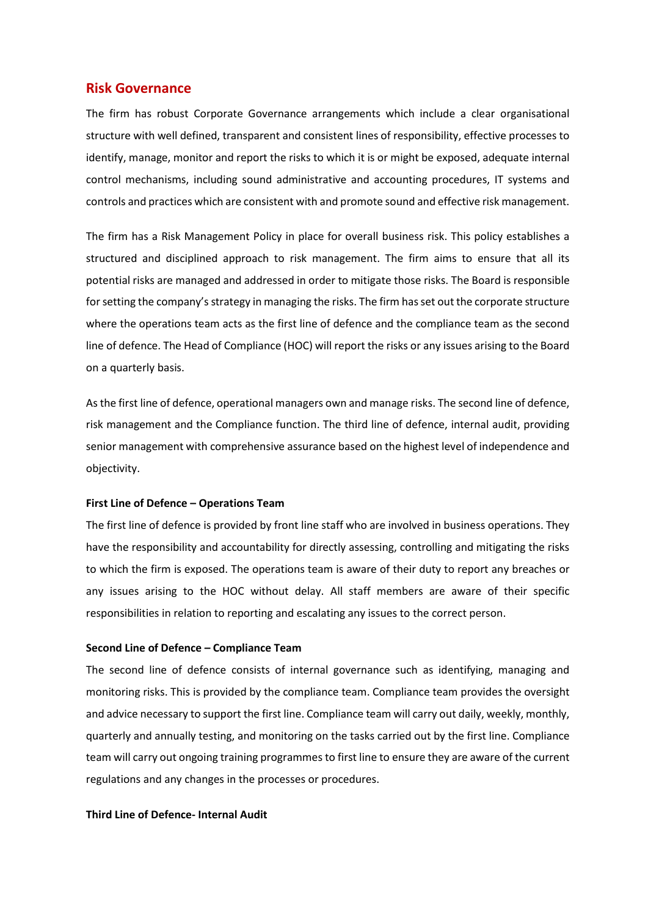## Risk Governance

The firm has robust Corporate Governance arrangements which include a clear organisational structure with well defined, transparent and consistent lines of responsibility, effective processes to identify, manage, monitor and report the risks to which it is or might be exposed, adequate internal control mechanisms, including sound administrative and accounting procedures, IT systems and controls and practices which are consistent with and promote sound and effective risk management.

The firm has a Risk Management Policy in place for overall business risk. This policy establishes a structured and disciplined approach to risk management. The firm aims to ensure that all its potential risks are managed and addressed in order to mitigate those risks. The Board is responsible for setting the company's strategy in managing the risks. The firm has set out the corporate structure where the operations team acts as the first line of defence and the compliance team as the second line of defence. The Head of Compliance (HOC) will report the risks or any issues arising to the Board on a quarterly basis.

As the first line of defence, operational managers own and manage risks. The second line of defence, risk management and the Compliance function. The third line of defence, internal audit, providing senior management with comprehensive assurance based on the highest level of independence and objectivity.

**First Line of Defence – Operations Team**

The first line of defence is provided by front line staff who are involved in business operations. They have the responsibility and accountability for directly assessing, controlling and mitigating the risks to which the firm is exposed. The operations team is aware of their duty to report any breaches or any issues arising to the HOC without delay. All staff members are aware of their specific responsibilities in relation to reporting and escalating any issues to the correct person.

**Second Line of Defence – Compliance Team**

The second line of defence consists of internal governance such as identifying, managing and monitoring risks. This is provided by the compliance team. Compliance team provides the oversight and advice necessary to support the first line. Compliance team will carry out daily, weekly, monthly, quarterly and annually testing, and monitoring on the tasks carried out by the first line. Compliance team will carry out ongoing training programmes to first line to ensure they are aware of the current regulations and any changes in the processes or procedures.

**Third Line of Defence- Internal Audit**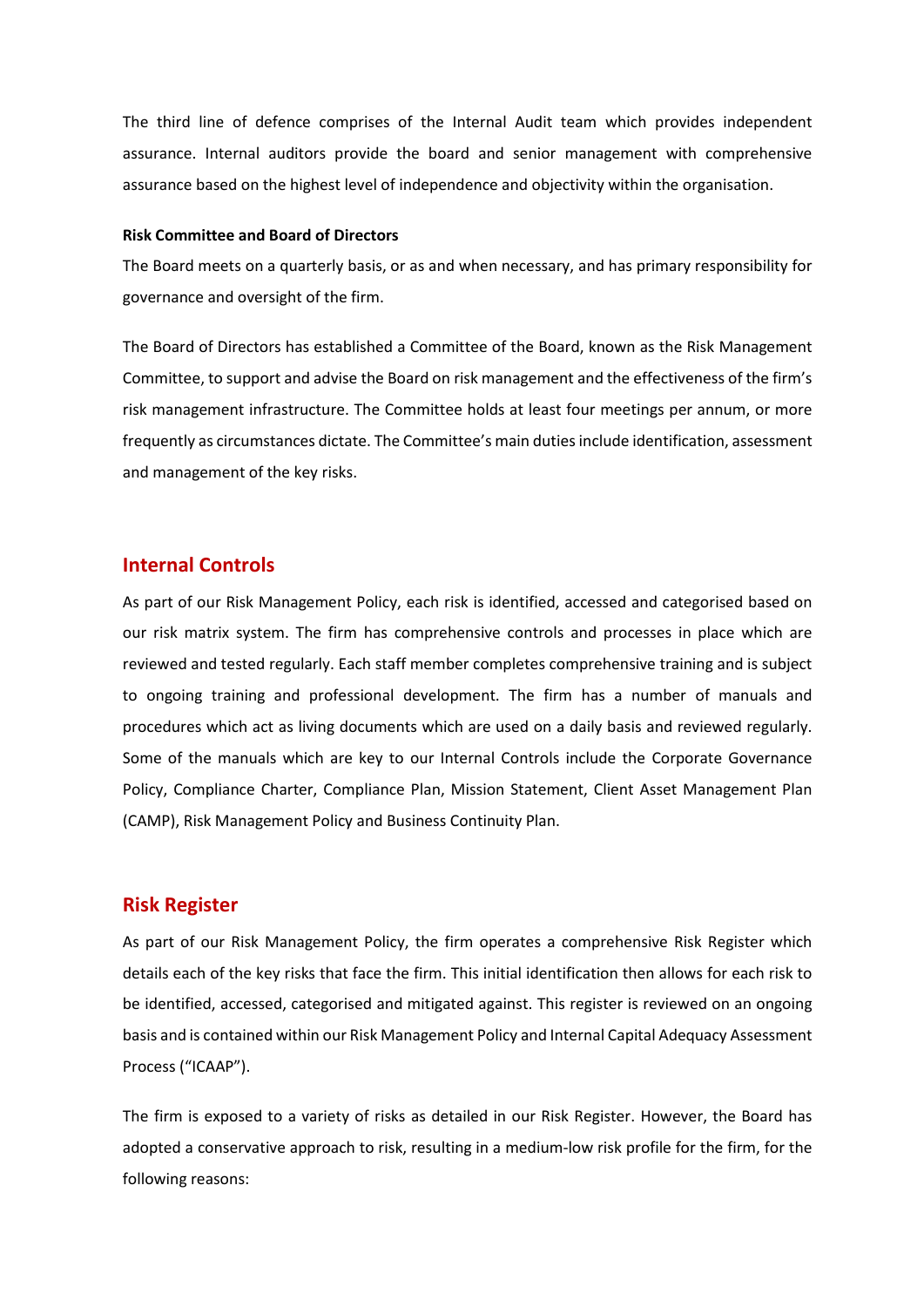The third line of defence comprises of the Internal Audit team which provides independent assurance. Internal auditors provide the board and senior management with comprehensive assurance based on the highest level of independence and objectivity within the organisation.

**Risk Committee and Board of Directors**

The Board meets on a quarterly basis, or as and when necessary, and has primary responsibility for governance and oversight of the firm.

The Board of Directors has established a Committee of the Board, known as the Risk Management Committee, to support and advise the Board on risk management and the effectiveness of the firm's risk management infrastructure. The Committee holds at least four meetings per annum, or more frequently as circumstances dictate. The Committee's main duties include identification, assessment and management of the key risks.

## Internal Controls

As part of our Risk Management Policy, each risk is identified, accessed and categorised based on our risk matrix system. The firm has comprehensive controls and processes in place which are reviewed and tested regularly. Each staff member completes comprehensive training and is subject to ongoing training and professional development. The firm has a number of manuals and procedures which act as living documents which are used on a daily basis and reviewed regularly. Some of the manuals which are key to our Internal Controls include the Corporate Governance Policy, Compliance Charter, Compliance Plan, Mission Statement, Client Asset Management Plan (CAMP), Risk Management Policy and Business Continuity Plan.

## Risk Register

As part of our Risk Management Policy, the firm operates a comprehensive Risk Register which details each of the key risks that face the firm. This initial identification then allows for each risk to be identified, accessed, categorised and mitigated against. This register is reviewed on an ongoing basis and is contained within our Risk Management Policy and Internal Capital Adequacy Assessment Process ("ICAAP").

The firm is exposed to a variety of risks as detailed in our Risk Register. However, the Board has adopted a conservative approach to risk, resulting in a medium-low risk profile for the firm, for the following reasons: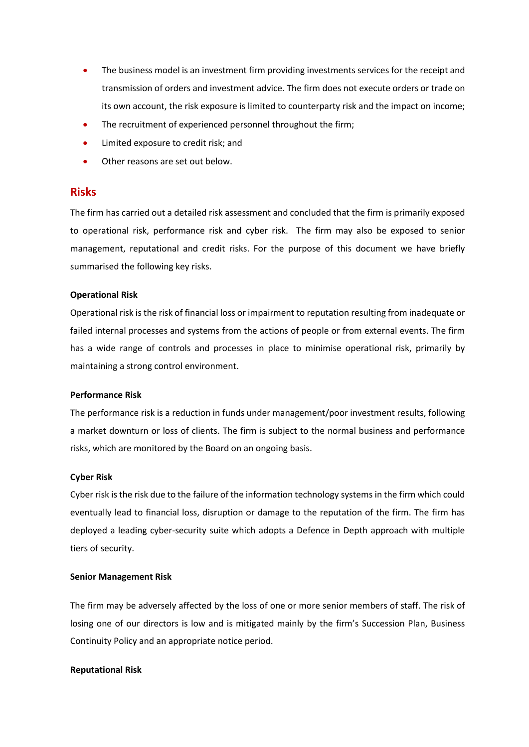- The business model is an investment firm providing investments services for the receipt and transmission of orders and investment advice. The firm does not execute orders or trade on its own account, the risk exposure is limited to counterparty risk and the impact on income;
- The recruitment of experienced personnel throughout the firm;
- Limited exposure to credit risk; and
- Other reasons are set out below.

## Risks

The firm has carried out a detailed risk assessment and concluded that the firm is primarily exposed to operational risk, performance risk and cyber risk. The firm may also be exposed to senior management, reputational and credit risks. For the purpose of this document we have briefly summarised the following key risks.

**Operational Risk**

Operational risk is the risk of financial loss or impairment to reputation resulting from inadequate or failed internal processes and systems from the actions of people or from external events. The firm has a wide range of controls and processes in place to minimise operational risk, primarily by maintaining a strong control environment.

**Performance Risk**

The performance risk is a reduction in funds under management/poor investment results, following a market downturn or loss of clients. The firm is subject to the normal business and performance risks, which are monitored by the Board on an ongoing basis.

**Cyber Risk**

Cyber risk is the risk due to the failure of the information technology systems in the firm which could eventually lead to financial loss, disruption or damage to the reputation of the firm. The firm has deployed a leading cyber-security suite which adopts a Defence in Depth approach with multiple tiers of security.

**Senior Management Risk**

The firm may be adversely affected by the loss of one or more senior members of staff. The risk of losing one of our directors is low and is mitigated mainly by the firm's Succession Plan, Business Continuity Policy and an appropriate notice period.

**Reputational Risk**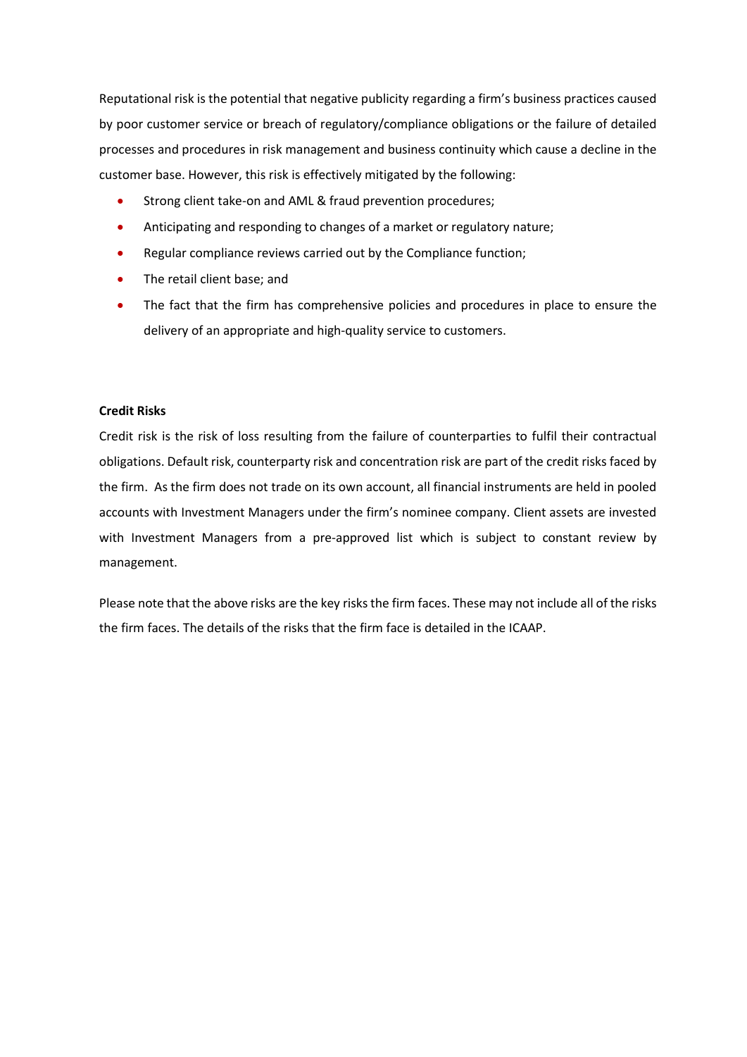Reputational risk is the potential that negative publicity regarding a firm's business practices caused by poor customer service or breach of regulatory/compliance obligations or the failure of detailed processes and procedures in risk management and business continuity which cause a decline in the customer base. However, this risk is effectively mitigated by the following:

- Strong client take-on and AML & fraud prevention procedures;
- Anticipating and responding to changes of a market or regulatory nature;
- Regular compliance reviews carried out by the Compliance function;
- The retail client base; and
- The fact that the firm has comprehensive policies and procedures in place to ensure the delivery of an appropriate and high-quality service to customers.

**Credit Risks**

Credit risk is the risk of loss resulting from the failure of counterparties to fulfil their contractual obligations. Default risk, counterparty risk and concentration risk are part of the credit risks faced by the firm. As the firm does not trade on its own account, all financial instruments are held in pooled accounts with Investment Managers under the firm's nominee company. Client assets are invested with Investment Managers from a pre-approved list which is subject to constant review by management.

Please note that the above risks are the key risks the firm faces. These may not include all of the risks the firm faces. The details of the risks that the firm face is detailed in the ICAAP.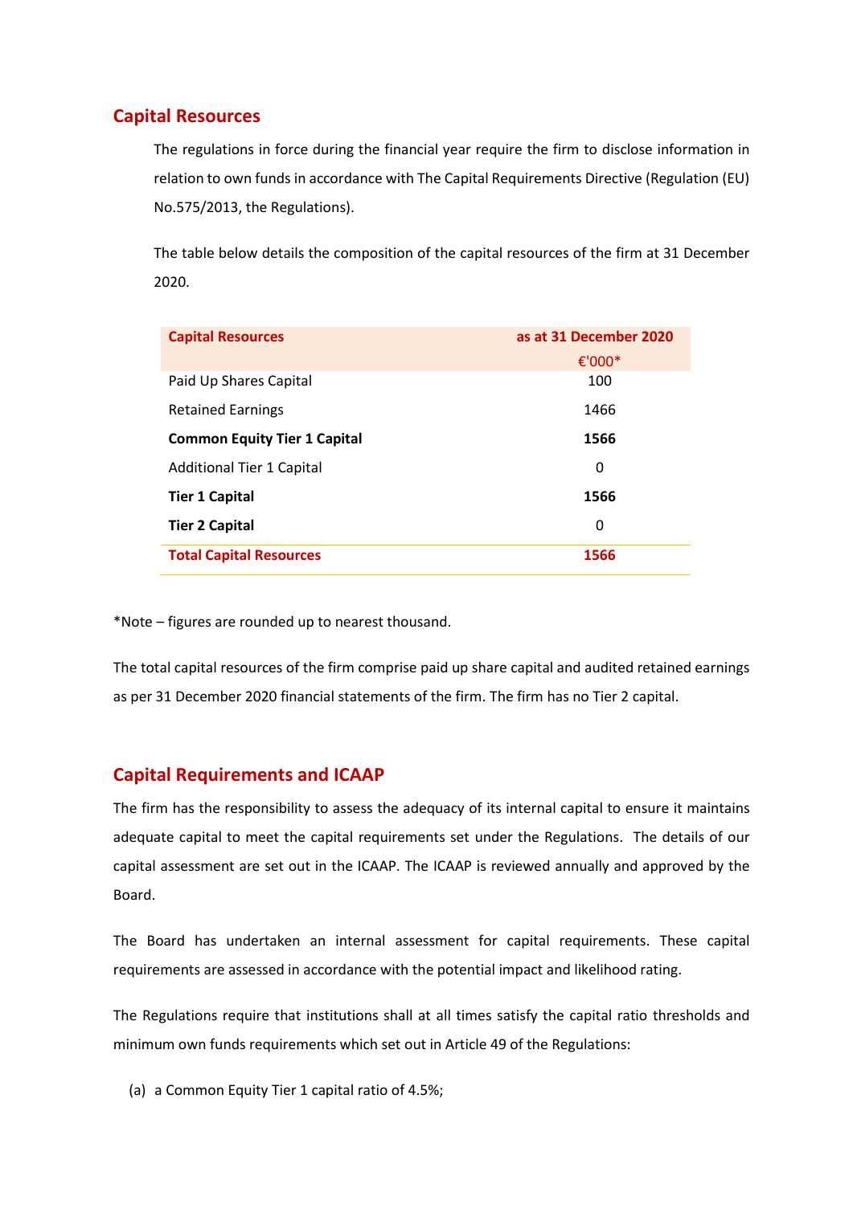## Capital Resources

The regulations in force during the financial year require the firm to disclose information in relation to own funds in accordance with The Capital Requirements Directive (Regulation (EU) No.575/2013, the Regulations).

The table below details the composition of the capital resources of the firm at 31 December 2020.

| Capital Resources | as at 31 December 2020 |
| --- | --- |
| | €'000* |
| Paid Up Shares Capital | 100 |
| Retained Earnings | 1466 |
| **Common Equity Tier 1 Capital** | **1566** |
| Additional Tier 1 Capital | 0 |
| **Tier 1 Capital** | **1566** |
| **Tier 2 Capital** | 0 |
| **Total Capital Resources** | **1566** |

*Note – figures are rounded up to nearest thousand.

The total capital resources of the firm comprise paid up share capital and audited retained earnings as per 31 December 2020 financial statements of the firm. The firm has no Tier 2 capital.

## Capital Requirements and ICAAP

The firm has the responsibility to assess the adequacy of its internal capital to ensure it maintains adequate capital to meet the capital requirements set under the Regulations. The details of our capital assessment are set out in the ICAAP. The ICAAP is reviewed annually and approved by the Board.

The Board has undertaken an internal assessment for capital requirements. These capital requirements are assessed in accordance with the potential impact and likelihood rating.

The Regulations require that institutions shall at all times satisfy the capital ratio thresholds and minimum own funds requirements which set out in Article 49 of the Regulations:

(a) a Common Equity Tier 1 capital ratio of 4.5%;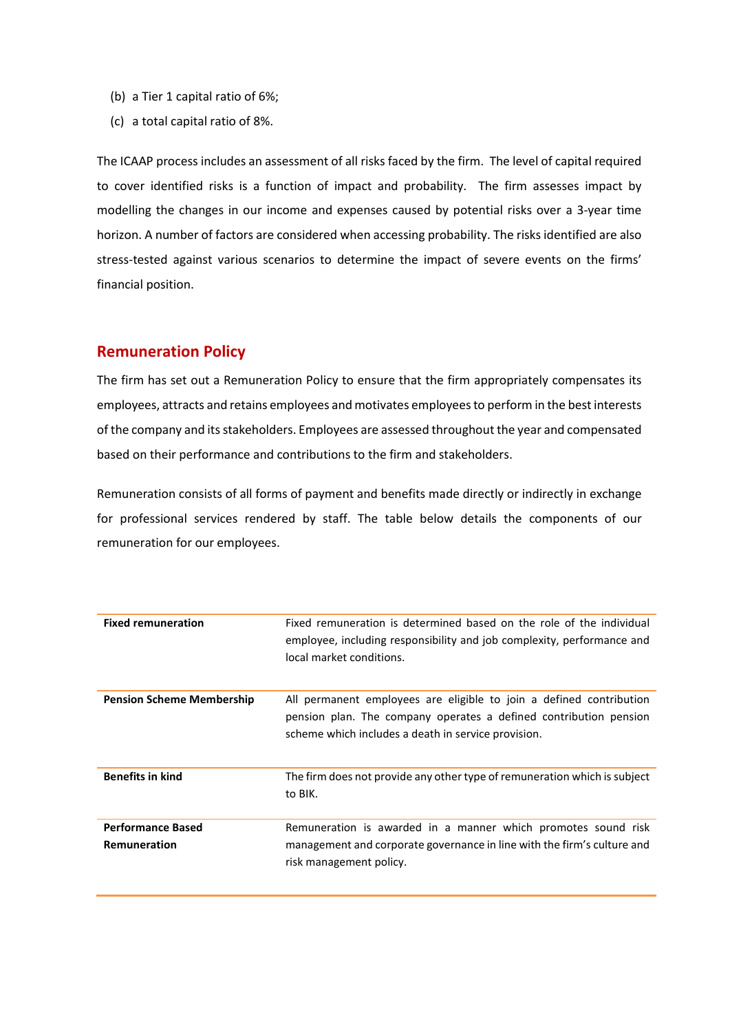(b) a Tier 1 capital ratio of 6%;

(c) a total capital ratio of 8%.

The ICAAP process includes an assessment of all risks faced by the firm. The level of capital required to cover identified risks is a function of impact and probability. The firm assesses impact by modelling the changes in our income and expenses caused by potential risks over a 3-year time horizon. A number of factors are considered when accessing probability. The risks identified are also stress-tested against various scenarios to determine the impact of severe events on the firms' financial position.

## Remuneration Policy

The firm has set out a Remuneration Policy to ensure that the firm appropriately compensates its employees, attracts and retains employees and motivates employees to perform in the best interests of the company and its stakeholders. Employees are assessed throughout the year and compensated based on their performance and contributions to the firm and stakeholders.

Remuneration consists of all forms of payment and benefits made directly or indirectly in exchange for professional services rendered by staff. The table below details the components of our remuneration for our employees.

| | |
|---|---|
| **Fixed remuneration** | Fixed remuneration is determined based on the role of the individual employee, including responsibility and job complexity, performance and local market conditions. |
| **Pension Scheme Membership** | All permanent employees are eligible to join a defined contribution pension plan. The company operates a defined contribution pension scheme which includes a death in service provision. |
| **Benefits in kind** | The firm does not provide any other type of remuneration which is subject to BIK. |
| **Performance Based Remuneration** | Remuneration is awarded in a manner which promotes sound risk management and corporate governance in line with the firm's culture and risk management policy. |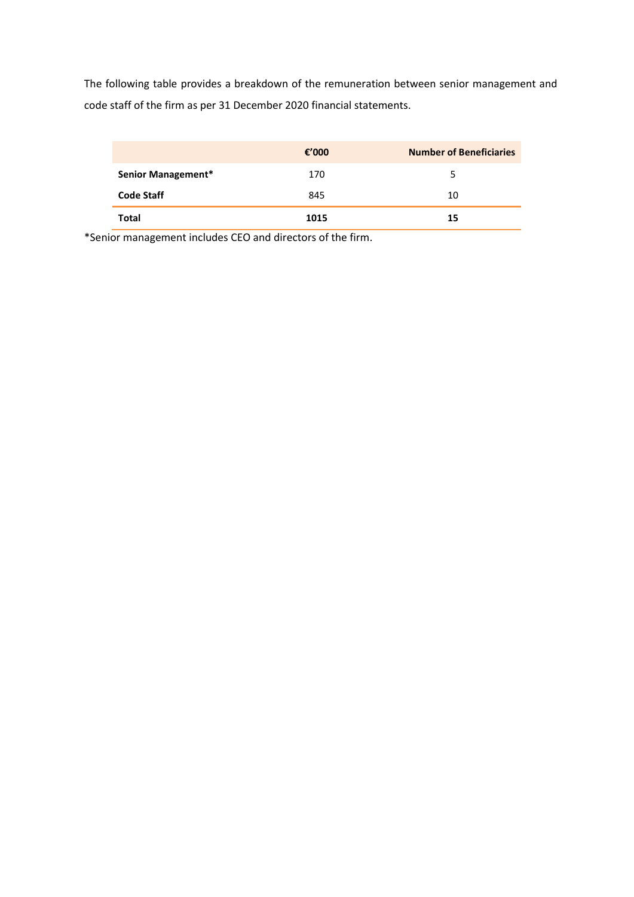The following table provides a breakdown of the remuneration between senior management and code staff of the firm as per 31 December 2020 financial statements.

| | €'000 | Number of Beneficiaries |
|---|---|---|
| **Senior Management*** | 170 | 5 |
| **Code Staff** | 845 | 10 |
| **Total** | **1015** | **15** |

*Senior management includes CEO and directors of the firm.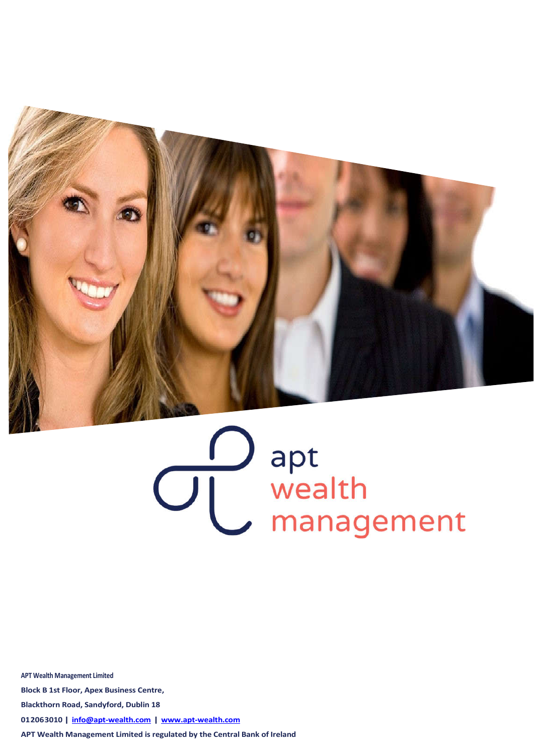apt wealth management

**APT Wealth Management Limited**

**Block B 1st Floor, Apex Business Centre,**

**Blackthorn Road, Sandyford, Dublin 18**

**012063010 | info@apt-wealth.com | www.apt-wealth.com**

**APT Wealth Management Limited is regulated by the Central Bank of Ireland**